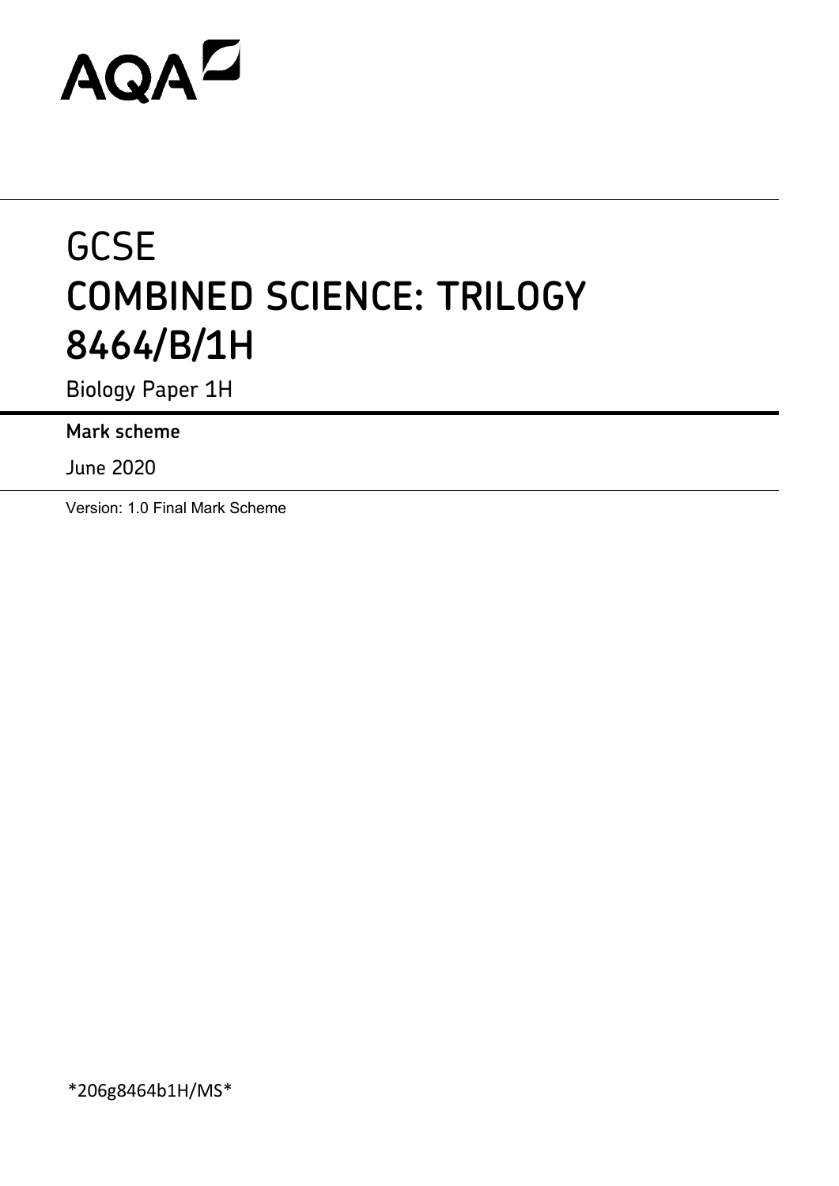AQA

# GCSE
# COMBINED SCIENCE: TRILOGY
# 8464/B/1H

Biology Paper 1H

**Mark scheme**

June 2020

Version: 1.0 Final Mark Scheme

*206g8464b1H/MS*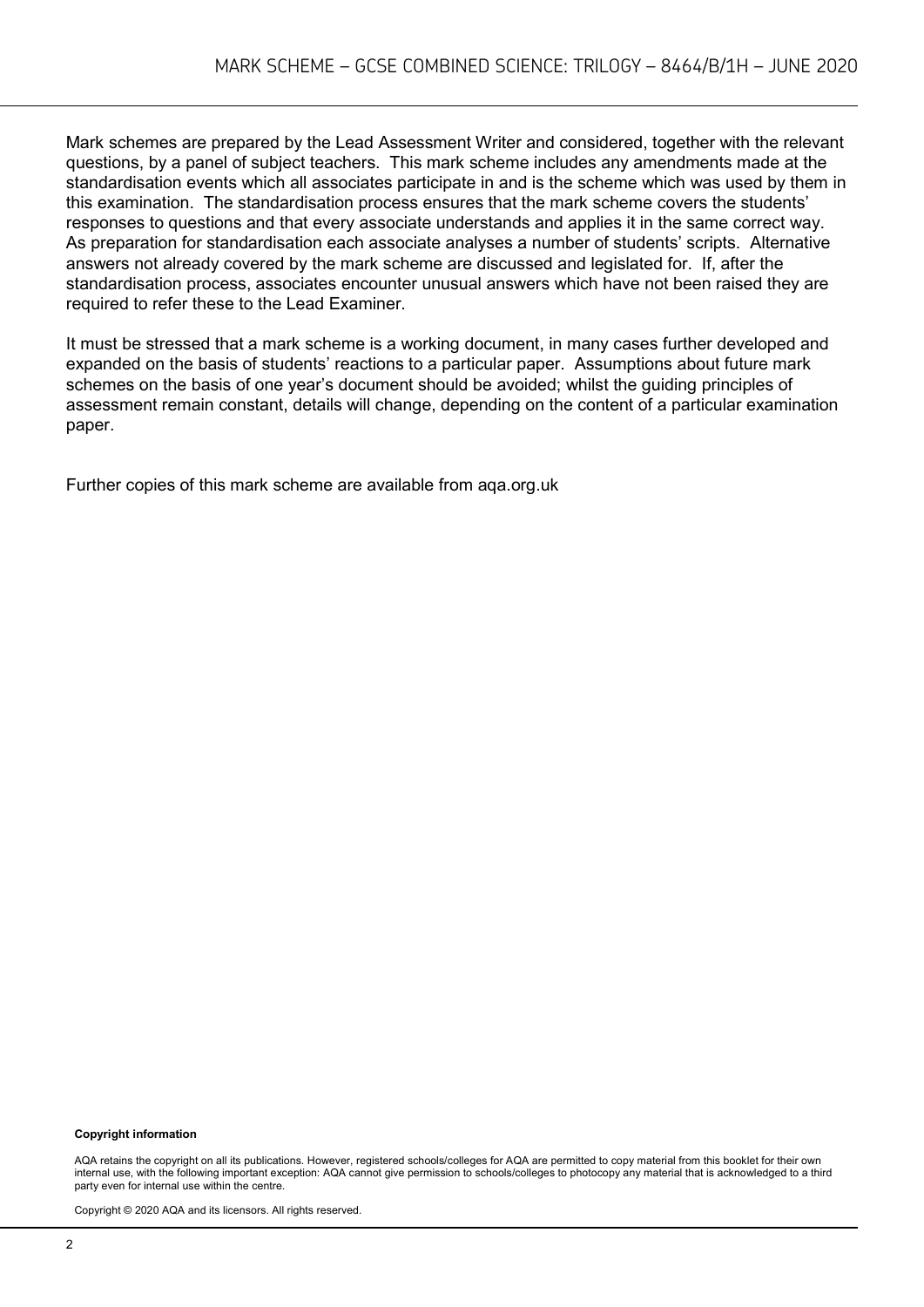Mark schemes are prepared by the Lead Assessment Writer and considered, together with the relevant questions, by a panel of subject teachers. This mark scheme includes any amendments made at the standardisation events which all associates participate in and is the scheme which was used by them in this examination. The standardisation process ensures that the mark scheme covers the students' responses to questions and that every associate understands and applies it in the same correct way. As preparation for standardisation each associate analyses a number of students' scripts. Alternative answers not already covered by the mark scheme are discussed and legislated for. If, after the standardisation process, associates encounter unusual answers which have not been raised they are required to refer these to the Lead Examiner.

It must be stressed that a mark scheme is a working document, in many cases further developed and expanded on the basis of students' reactions to a particular paper. Assumptions about future mark schemes on the basis of one year's document should be avoided; whilst the guiding principles of assessment remain constant, details will change, depending on the content of a particular examination paper.

Further copies of this mark scheme are available from aqa.org.uk

**Copyright information**

AQA retains the copyright on all its publications. However, registered schools/colleges for AQA are permitted to copy material from this booklet for their own internal use, with the following important exception: AQA cannot give permission to schools/colleges to photocopy any material that is acknowledged to a third party even for internal use within the centre.

Copyright © 2020 AQA and its licensors. All rights reserved.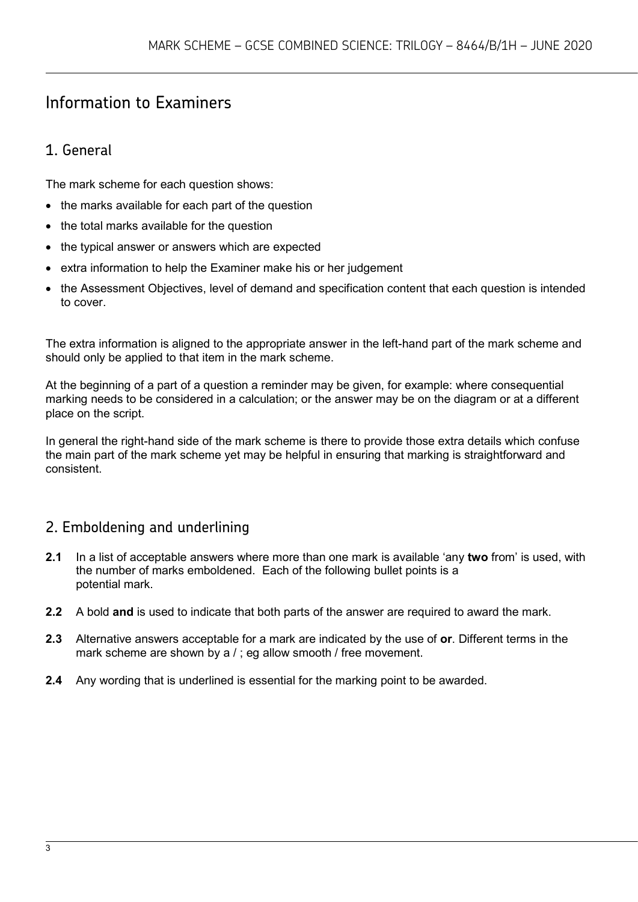# Information to Examiners

## 1. General

The mark scheme for each question shows:

- the marks available for each part of the question
- the total marks available for the question
- the typical answer or answers which are expected
- extra information to help the Examiner make his or her judgement
- the Assessment Objectives, level of demand and specification content that each question is intended to cover.

The extra information is aligned to the appropriate answer in the left-hand part of the mark scheme and should only be applied to that item in the mark scheme.

At the beginning of a part of a question a reminder may be given, for example: where consequential marking needs to be considered in a calculation; or the answer may be on the diagram or at a different place on the script.

In general the right-hand side of the mark scheme is there to provide those extra details which confuse the main part of the mark scheme yet may be helpful in ensuring that marking is straightforward and consistent.

## 2. Emboldening and underlining

**2.1** In a list of acceptable answers where more than one mark is available 'any **two** from' is used, with the number of marks emboldened. Each of the following bullet points is a potential mark.

**2.2** A bold **and** is used to indicate that both parts of the answer are required to award the mark.

**2.3** Alternative answers acceptable for a mark are indicated by the use of **or**. Different terms in the mark scheme are shown by a / ; eg allow smooth / free movement.

**2.4** Any wording that is underlined is essential for the marking point to be awarded.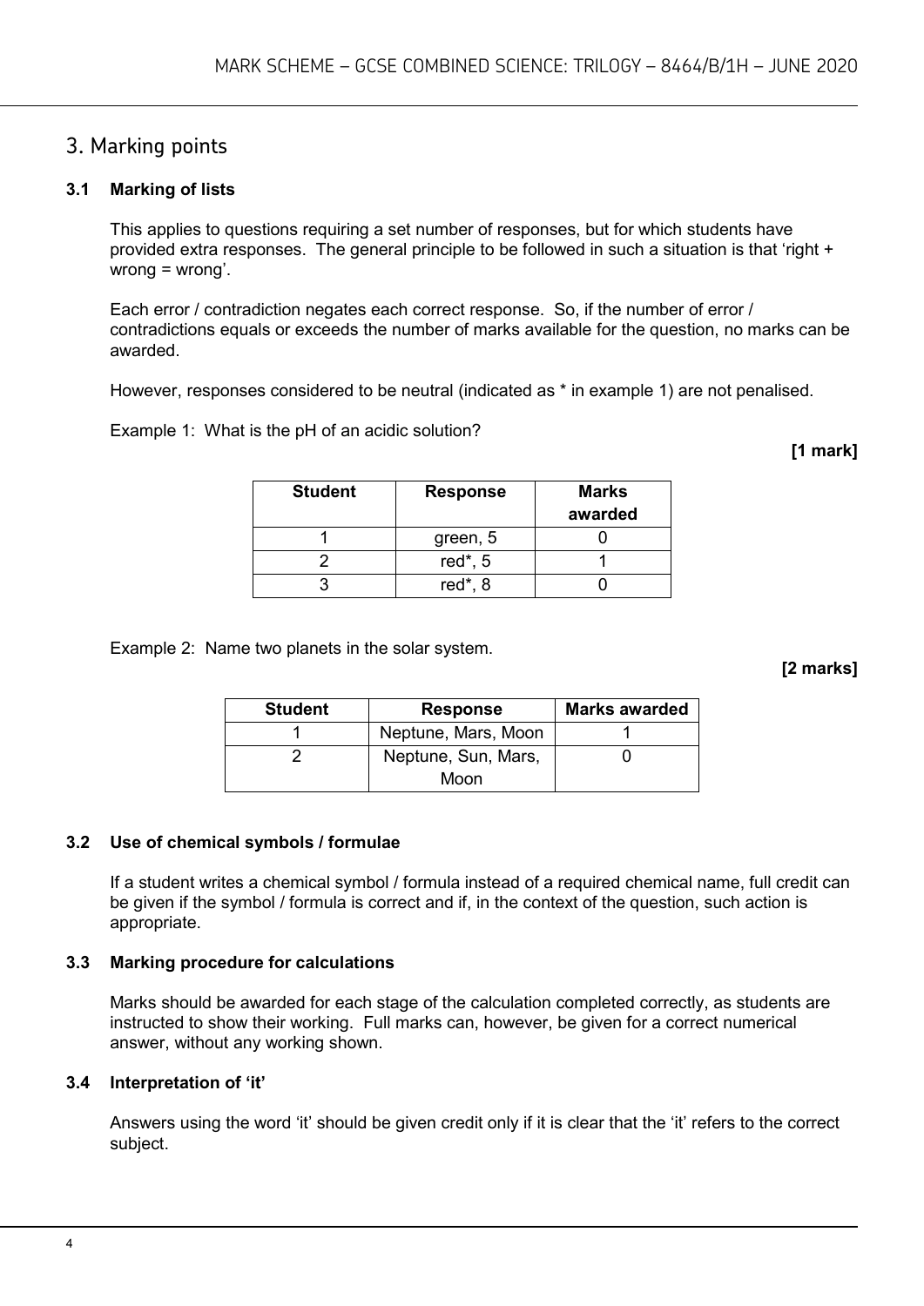## 3. Marking points

### 3.1 Marking of lists

This applies to questions requiring a set number of responses, but for which students have provided extra responses. The general principle to be followed in such a situation is that 'right + wrong = wrong'.

Each error / contradiction negates each correct response. So, if the number of error / contradictions equals or exceeds the number of marks available for the question, no marks can be awarded.

However, responses considered to be neutral (indicated as * in example 1) are not penalised.

Example 1: What is the pH of an acidic solution?

**[1 mark]**

| Student | Response | Marks awarded |
|---|---|---|
| 1 | green, 5 | 0 |
| 2 | red*, 5 | 1 |
| 3 | red*, 8 | 0 |

Example 2: Name two planets in the solar system.

**[2 marks]**

| Student | Response | Marks awarded |
|---|---|---|
| 1 | Neptune, Mars, Moon | 1 |
| 2 | Neptune, Sun, Mars, Moon | 0 |

### 3.2 Use of chemical symbols / formulae

If a student writes a chemical symbol / formula instead of a required chemical name, full credit can be given if the symbol / formula is correct and if, in the context of the question, such action is appropriate.

### 3.3 Marking procedure for calculations

Marks should be awarded for each stage of the calculation completed correctly, as students are instructed to show their working. Full marks can, however, be given for a correct numerical answer, without any working shown.

### 3.4 Interpretation of 'it'

Answers using the word 'it' should be given credit only if it is clear that the 'it' refers to the correct subject.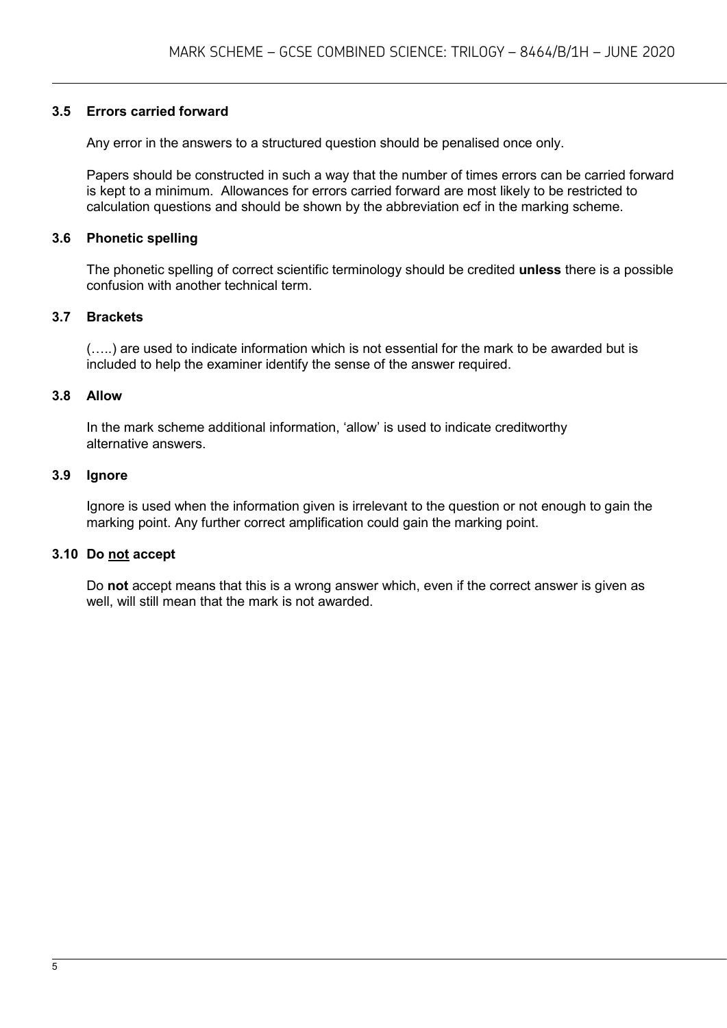### 3.5 Errors carried forward

Any error in the answers to a structured question should be penalised once only.

Papers should be constructed in such a way that the number of times errors can be carried forward is kept to a minimum. Allowances for errors carried forward are most likely to be restricted to calculation questions and should be shown by the abbreviation ecf in the marking scheme.

### 3.6 Phonetic spelling

The phonetic spelling of correct scientific terminology should be credited **unless** there is a possible confusion with another technical term.

### 3.7 Brackets

(…..) are used to indicate information which is not essential for the mark to be awarded but is included to help the examiner identify the sense of the answer required.

### 3.8 Allow

In the mark scheme additional information, 'allow' is used to indicate creditworthy alternative answers.

### 3.9 Ignore

Ignore is used when the information given is irrelevant to the question or not enough to gain the marking point. Any further correct amplification could gain the marking point.

### 3.10 Do not accept

Do **not** accept means that this is a wrong answer which, even if the correct answer is given as well, will still mean that the mark is not awarded.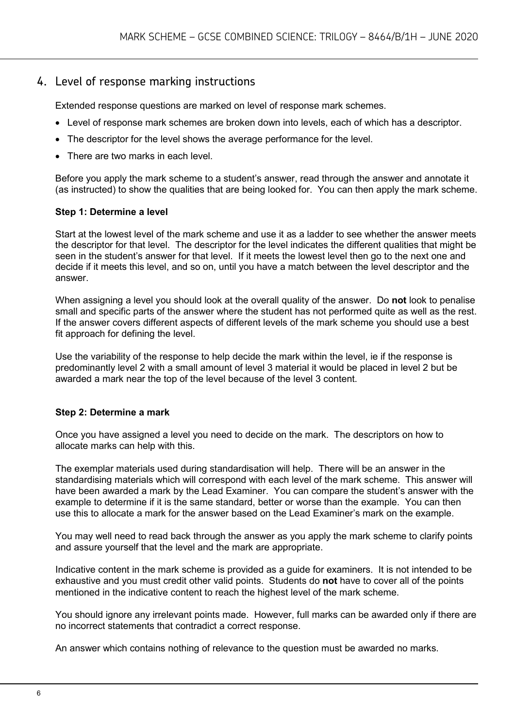## 4. Level of response marking instructions

Extended response questions are marked on level of response mark schemes.

- Level of response mark schemes are broken down into levels, each of which has a descriptor.
- The descriptor for the level shows the average performance for the level.
- There are two marks in each level.

Before you apply the mark scheme to a student's answer, read through the answer and annotate it (as instructed) to show the qualities that are being looked for. You can then apply the mark scheme.

**Step 1: Determine a level**

Start at the lowest level of the mark scheme and use it as a ladder to see whether the answer meets the descriptor for that level. The descriptor for the level indicates the different qualities that might be seen in the student's answer for that level. If it meets the lowest level then go to the next one and decide if it meets this level, and so on, until you have a match between the level descriptor and the answer.

When assigning a level you should look at the overall quality of the answer. Do **not** look to penalise small and specific parts of the answer where the student has not performed quite as well as the rest. If the answer covers different aspects of different levels of the mark scheme you should use a best fit approach for defining the level.

Use the variability of the response to help decide the mark within the level, ie if the response is predominantly level 2 with a small amount of level 3 material it would be placed in level 2 but be awarded a mark near the top of the level because of the level 3 content.

**Step 2: Determine a mark**

Once you have assigned a level you need to decide on the mark. The descriptors on how to allocate marks can help with this.

The exemplar materials used during standardisation will help. There will be an answer in the standardising materials which will correspond with each level of the mark scheme. This answer will have been awarded a mark by the Lead Examiner. You can compare the student's answer with the example to determine if it is the same standard, better or worse than the example. You can then use this to allocate a mark for the answer based on the Lead Examiner's mark on the example.

You may well need to read back through the answer as you apply the mark scheme to clarify points and assure yourself that the level and the mark are appropriate.

Indicative content in the mark scheme is provided as a guide for examiners. It is not intended to be exhaustive and you must credit other valid points. Students do **not** have to cover all of the points mentioned in the indicative content to reach the highest level of the mark scheme.

You should ignore any irrelevant points made. However, full marks can be awarded only if there are no incorrect statements that contradict a correct response.

An answer which contains nothing of relevance to the question must be awarded no marks.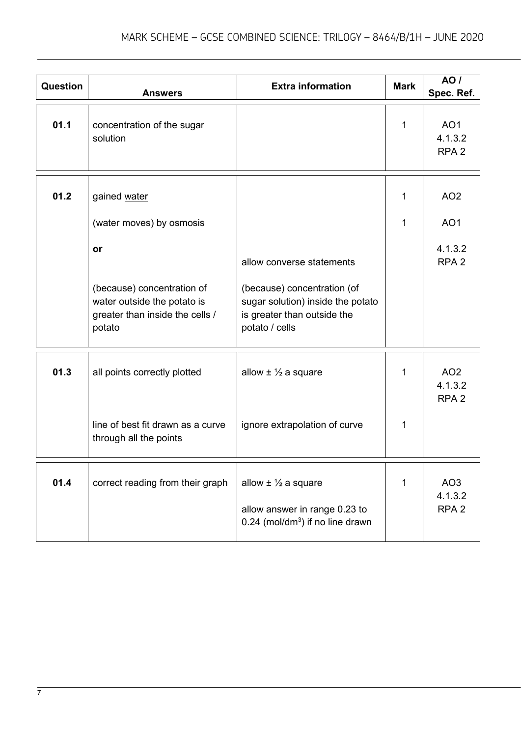| Question | Answers | Extra information | Mark | AO / Spec. Ref. |
|---|---|---|---|---|
| **01.1** | concentration of the sugar solution | | 1 | AO1<br>4.1.3.2<br>RPA 2 |
| **01.2** | gained water | | 1 | AO2 |
| | (water moves) by osmosis | | 1 | AO1 |
| | **or** | allow converse statements | | 4.1.3.2<br>RPA 2 |
| | (because) concentration of water outside the potato is greater than inside the cells / potato | (because) concentration (of sugar solution) inside the potato is greater than outside the potato / cells | | |
| **01.3** | all points correctly plotted | allow ± ½ a square | 1 | AO2<br>4.1.3.2<br>RPA 2 |
| | line of best fit drawn as a curve through all the points | ignore extrapolation of curve | 1 | |
| **01.4** | correct reading from their graph | allow ± ½ a square<br><br>allow answer in range 0.23 to 0.24 (mol/dm$^3$) if no line drawn | 1 | AO3<br>4.1.3.2<br>RPA 2 |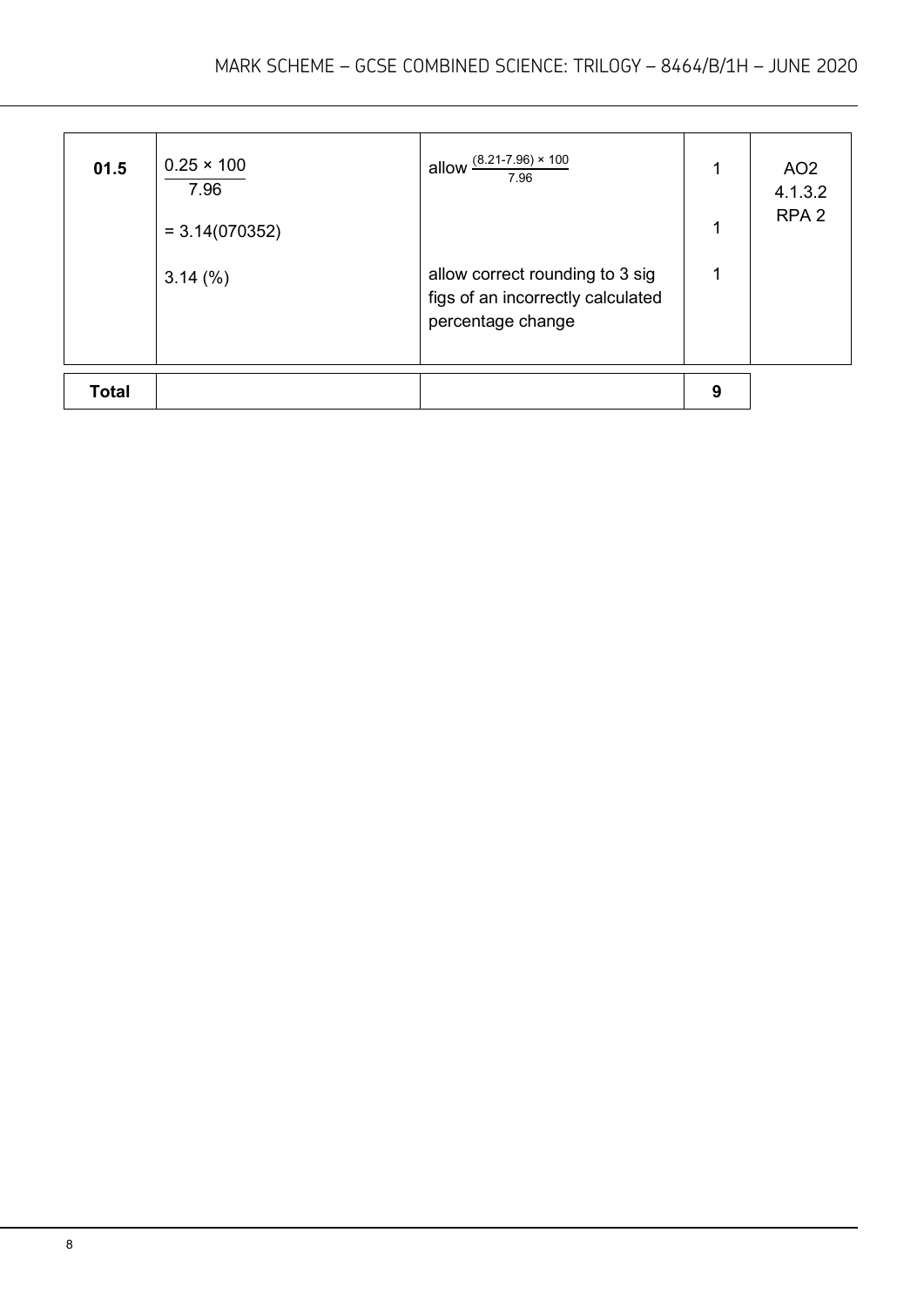| | | | | |
|---|---|---|---|---|
| **01.5** | $\frac{0.25 \times 100}{7.96}$ | allow $\frac{(8.21-7.96) \times 100}{7.96}$ | 1 | AO2<br>4.1.3.2<br>RPA 2 |
| | = 3.14(070352) | | 1 | |
| | 3.14 (%) | allow correct rounding to 3 sig figs of an incorrectly calculated percentage change | 1 | |
| **Total** | | | **9** | |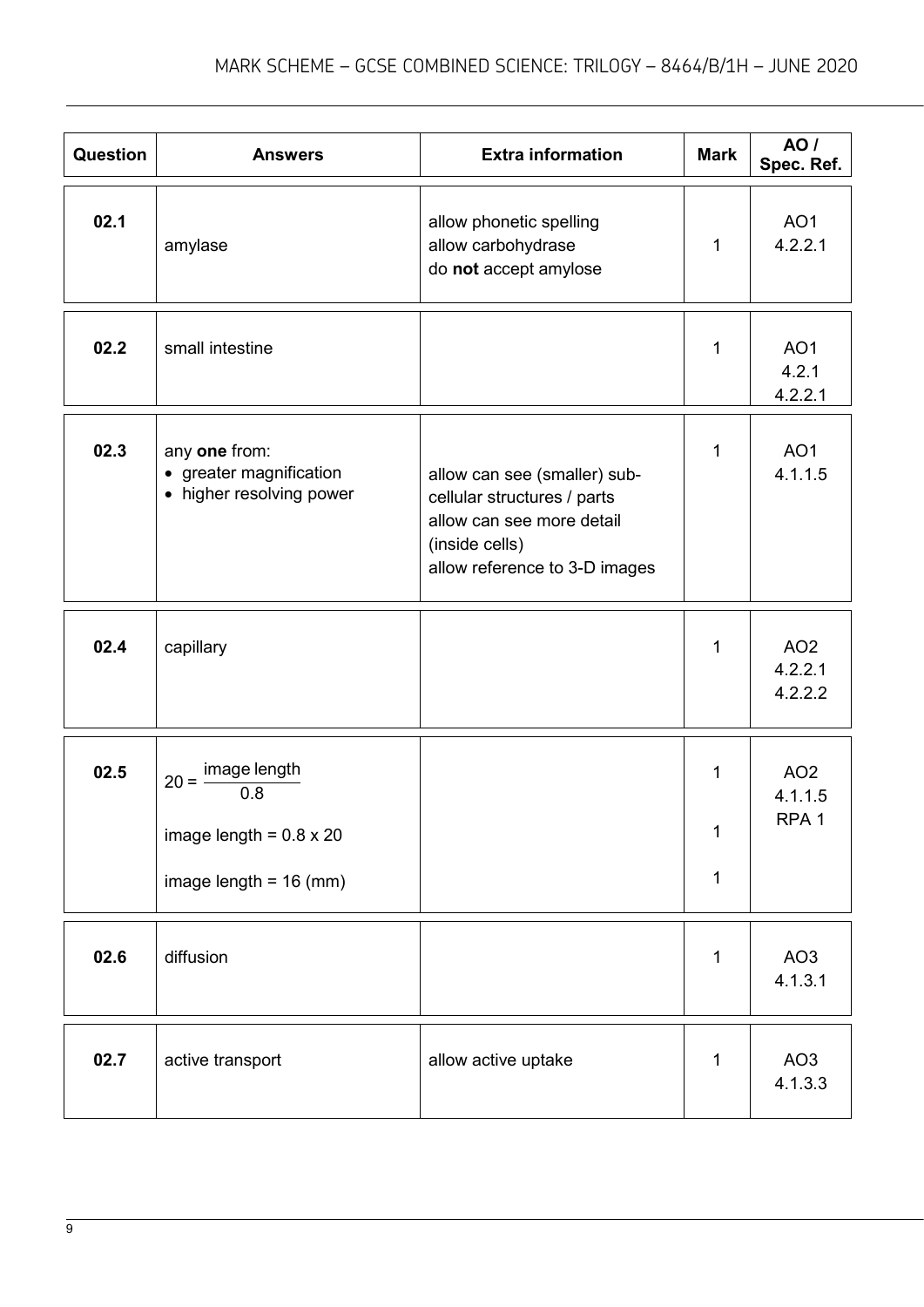| Question | Answers | Extra information | Mark | AO / Spec. Ref. |
|---|---|---|---|---|
| 02.1 | amylase | allow phonetic spelling<br>allow carbohydrase<br>do **not** accept amylose | 1 | AO1<br>4.2.2.1 |
| 02.2 | small intestine | | 1 | AO1<br>4.2.1<br>4.2.2.1 |
| 02.3 | any **one** from:<br>• greater magnification<br>• higher resolving power | allow can see (smaller) sub-cellular structures / parts<br>allow can see more detail (inside cells)<br>allow reference to 3-D images | 1 | AO1<br>4.1.1.5 |
| 02.4 | capillary | | 1 | AO2<br>4.2.2.1<br>4.2.2.2 |
| 02.5 | $20 = \frac{\text{image length}}{0.8}$<br>image length = 0.8 x 20<br>image length = 16 (mm) | | 1<br>1<br>1 | AO2<br>4.1.1.5<br>RPA 1 |
| 02.6 | diffusion | | 1 | AO3<br>4.1.3.1 |
| 02.7 | active transport | allow active uptake | 1 | AO3<br>4.1.3.3 |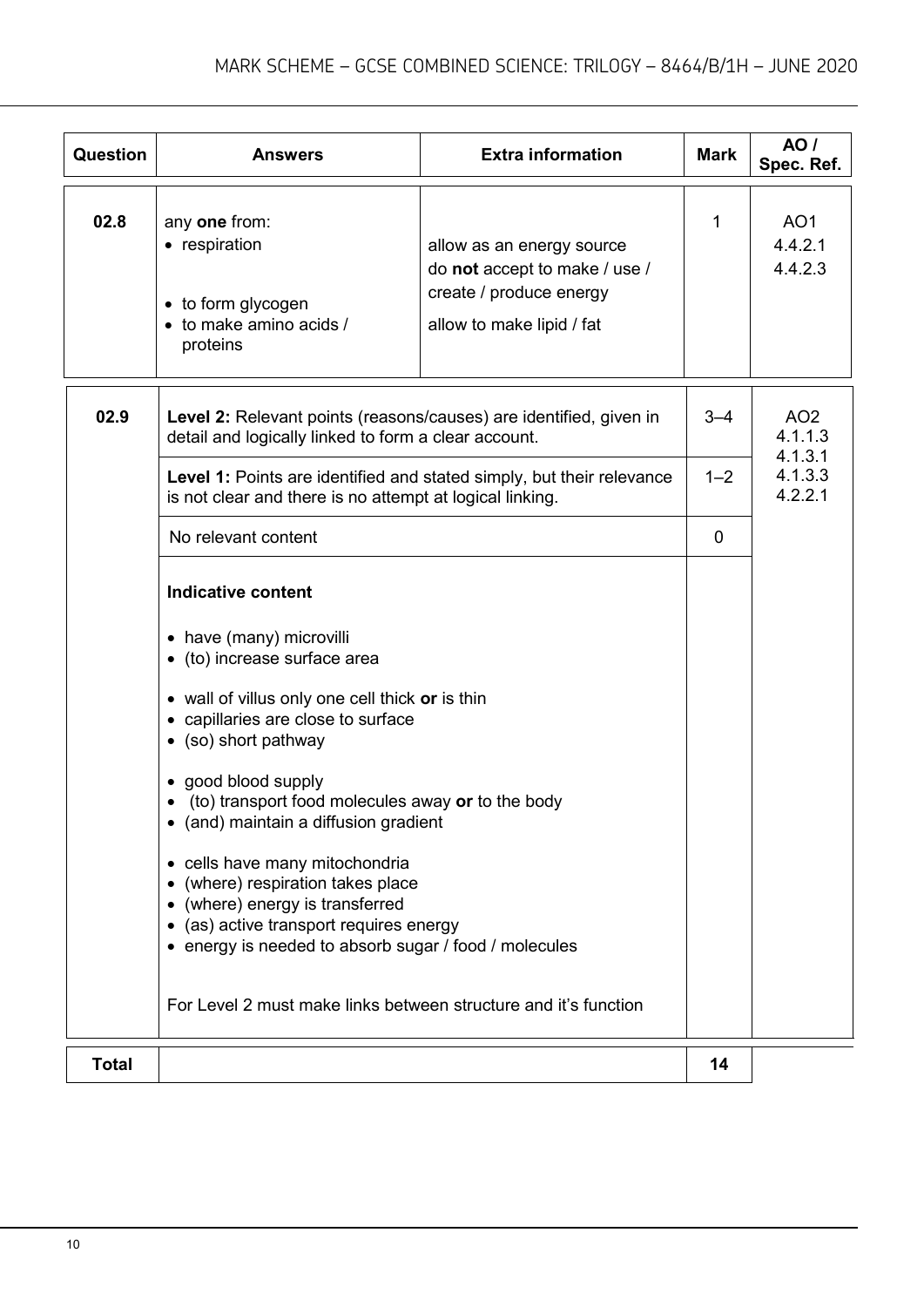| Question | Answers | Extra information | Mark | AO / Spec. Ref. |
| --- | --- | --- | --- | --- |
| 02.8 | any **one** from:<br>• respiration<br><br>• to form glycogen<br>• to make amino acids / proteins | <br>allow as an energy source<br>do **not** accept to make / use / create / produce energy<br>allow to make lipid / fat | 1 | AO1<br>4.4.2.1<br>4.4.2.3 |

| Question | Answers | Mark | AO / Spec. Ref. |
| --- | --- | --- | --- |
| 02.9 | **Level 2:** Relevant points (reasons/causes) are identified, given in detail and logically linked to form a clear account. | 3–4 | AO2<br>4.1.1.3<br>4.1.3.1<br>4.1.3.3<br>4.2.2.1 |
| | **Level 1:** Points are identified and stated simply, but their relevance is not clear and there is no attempt at logical linking. | 1–2 | |
| | No relevant content | 0 | |
| | **Indicative content**<br><br>• have (many) microvilli<br>• (to) increase surface area<br><br>• wall of villus only one cell thick **or** is thin<br>• capillaries are close to surface<br>• (so) short pathway<br><br>• good blood supply<br>• (to) transport food molecules away **or** to the body<br>• (and) maintain a diffusion gradient<br><br>• cells have many mitochondria<br>• (where) respiration takes place<br>• (where) energy is transferred<br>• (as) active transport requires energy<br>• energy is needed to absorb sugar / food / molecules<br><br>For Level 2 must make links between structure and it's function | | |
| **Total** | | 14 | |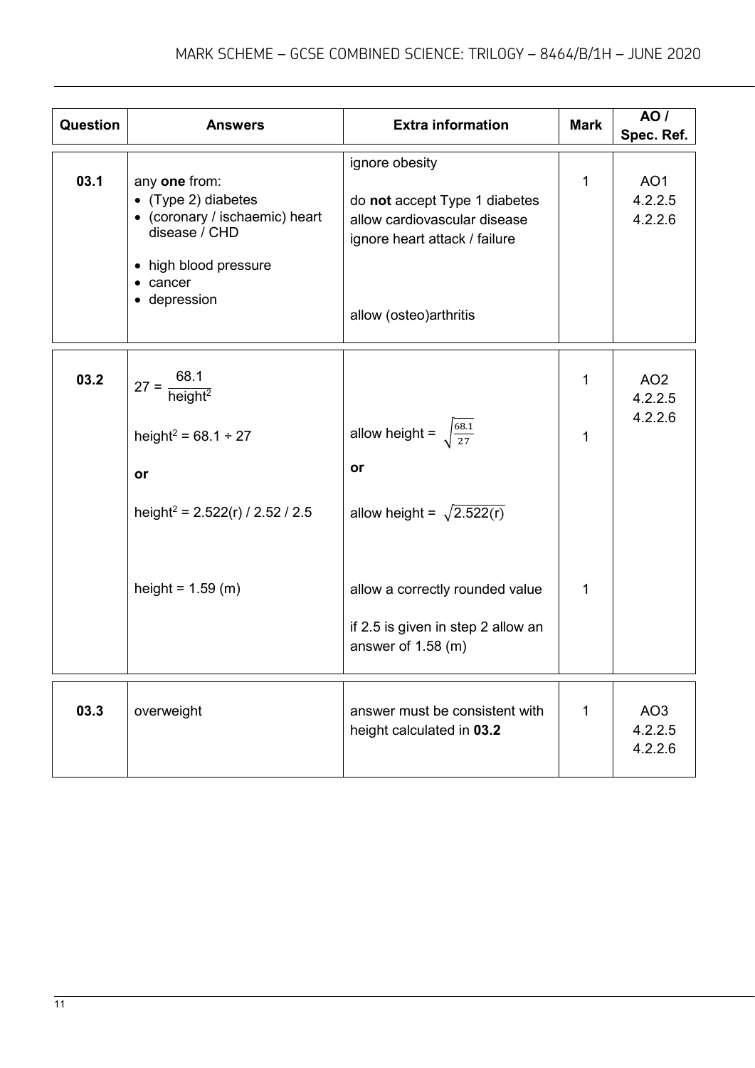| Question | Answers | Extra information | Mark | AO / Spec. Ref. |
|---|---|---|---|---|
| 03.1 | any **one** from:<br>• (Type 2) diabetes<br>• (coronary / ischaemic) heart disease / CHD<br>• high blood pressure<br>• cancer<br>• depression | ignore obesity<br><br>do **not** accept Type 1 diabetes<br>allow cardiovascular disease<br>ignore heart attack / failure<br><br>allow (osteo)arthritis | 1 | AO1<br>4.2.2.5<br>4.2.2.6 |
| 03.2 | $27 = \frac{68.1}{\text{height}^2}$ | | 1 | AO2<br>4.2.2.5<br>4.2.2.6 |
| | $\text{height}^2 = 68.1 \div 27$<br><br>**or**<br><br>$\text{height}^2 = 2.522(r)$ / 2.52 / 2.5 | allow height = $\sqrt{\frac{68.1}{27}}$<br><br>**or**<br><br>allow height = $\sqrt{2.522(r)}$ | 1 | |
| | height = 1.59 (m) | allow a correctly rounded value<br><br>if 2.5 is given in step 2 allow an answer of 1.58 (m) | 1 | |
| 03.3 | overweight | answer must be consistent with height calculated in **03.2** | 1 | AO3<br>4.2.2.5<br>4.2.2.6 |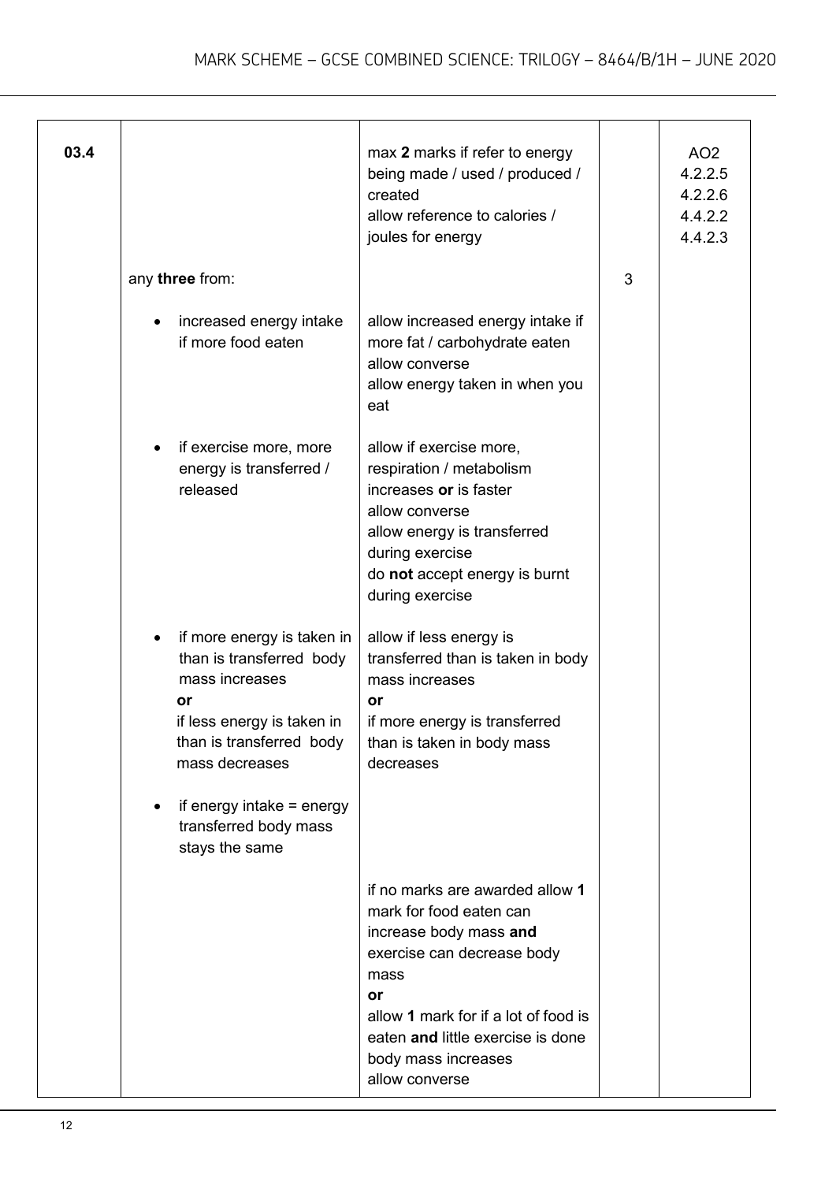| Question | Answers | Extra information | Mark | AO / Spec. Ref. |
| --- | --- | --- | --- | --- |
| 03.4 | | max **2** marks if refer to energy being made / used / produced / created<br>allow reference to calories / joules for energy | | AO2<br>4.2.2.5<br>4.2.2.6<br>4.4.2.2<br>4.4.2.3 |
| | any **three** from: | | 3 | |
| | • increased energy intake if more food eaten | allow increased energy intake if more fat / carbohydrate eaten<br>allow converse<br>allow energy taken in when you eat | | |
| | • if exercise more, more energy is transferred / released | allow if exercise more, respiration / metabolism increases **or** is faster<br>allow converse<br>allow energy is transferred during exercise<br>do **not** accept energy is burnt during exercise | | |
| | • if more energy is taken in than is transferred body mass increases<br>**or**<br>if less energy is taken in than is transferred body mass decreases | allow if less energy is transferred than is taken in body mass increases<br>**or**<br>if more energy is transferred than is taken in body mass decreases | | |
| | • if energy intake = energy transferred body mass stays the same | | | |
| | | if no marks are awarded allow **1** mark for food eaten can increase body mass **and** exercise can decrease body mass<br>**or**<br>allow **1** mark for if a lot of food is eaten **and** little exercise is done body mass increases<br>allow converse | | |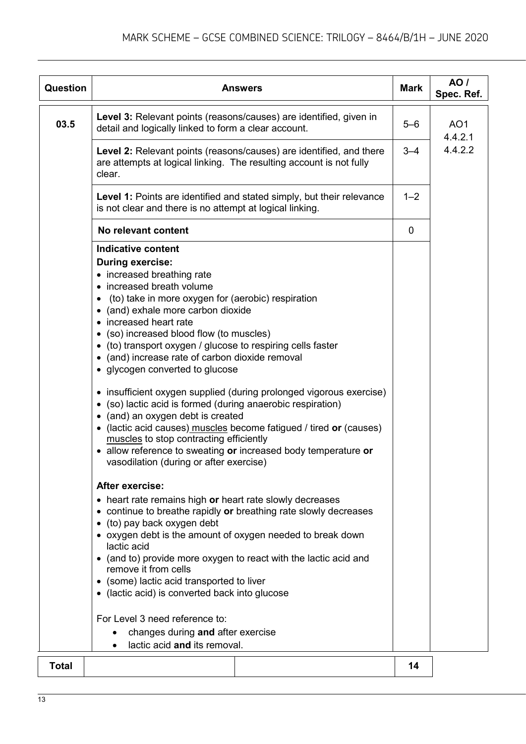| Question | Answers | Mark | AO / Spec. Ref. |
|---|---|---|---|
| 03.5 | **Level 3:** Relevant points (reasons/causes) are identified, given in detail and logically linked to form a clear account. | 5–6 | AO1<br>4.4.2.1<br>4.4.2.2 |
| | **Level 2:** Relevant points (reasons/causes) are identified, and there are attempts at logical linking. The resulting account is not fully clear. | 3–4 | |
| | **Level 1:** Points are identified and stated simply, but their relevance is not clear and there is no attempt at logical linking. | 1–2 | |
| | **No relevant content** | 0 | |
| | **Indicative content**<br>**During exercise:**<br>• increased breathing rate<br>• increased breath volume<br>• (to) take in more oxygen for (aerobic) respiration<br>• (and) exhale more carbon dioxide<br>• increased heart rate<br>• (so) increased blood flow (to muscles)<br>• (to) transport oxygen / glucose to respiring cells faster<br>• (and) increase rate of carbon dioxide removal<br>• glycogen converted to glucose<br><br>• insufficient oxygen supplied (during prolonged vigorous exercise)<br>• (so) lactic acid is formed (during anaerobic respiration)<br>• (and) an oxygen debt is created<br>• (lactic acid causes) muscles become fatigued / tired **or** (causes) muscles to stop contracting efficiently<br>• allow reference to sweating **or** increased body temperature **or** vasodilation (during or after exercise)<br><br>**After exercise:**<br>• heart rate remains high **or** heart rate slowly decreases<br>• continue to breathe rapidly **or** breathing rate slowly decreases<br>• (to) pay back oxygen debt<br>• oxygen debt is the amount of oxygen needed to break down lactic acid<br>• (and to) provide more oxygen to react with the lactic acid and remove it from cells<br>• (some) lactic acid transported to liver<br>• (lactic acid) is converted back into glucose<br><br>For Level 3 need reference to:<br>• changes during **and** after exercise<br>• lactic acid **and** its removal. | | |

| Total | | | 14 |
|---|---|---|---|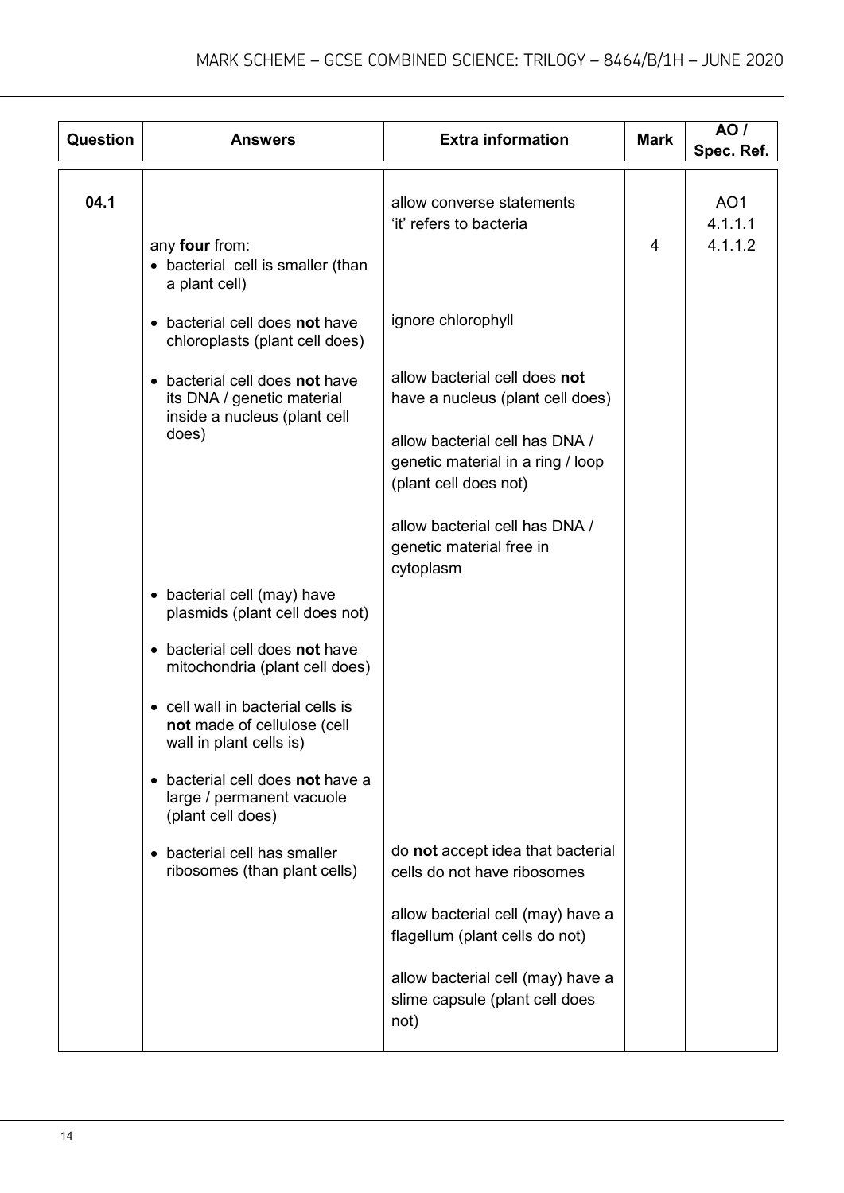| Question | Answers | Extra information | Mark | AO / Spec. Ref. |
|---|---|---|---|---|
| 04.1 | any **four** from:<br>• bacterial cell is smaller (than a plant cell) | allow converse statements<br>'it' refers to bacteria | 4 | AO1<br>4.1.1.1<br>4.1.1.2 |
| | • bacterial cell does **not** have chloroplasts (plant cell does) | ignore chlorophyll | | |
| | • bacterial cell does **not** have its DNA / genetic material inside a nucleus (plant cell does) | allow bacterial cell does **not** have a nucleus (plant cell does)<br><br>allow bacterial cell has DNA / genetic material in a ring / loop (plant cell does not)<br><br>allow bacterial cell has DNA / genetic material free in cytoplasm | | |
| | • bacterial cell (may) have plasmids (plant cell does not) | | | |
| | • bacterial cell does **not** have mitochondria (plant cell does) | | | |
| | • cell wall in bacterial cells is **not** made of cellulose (cell wall in plant cells is) | | | |
| | • bacterial cell does **not** have a large / permanent vacuole (plant cell does) | | | |
| | • bacterial cell has smaller ribosomes (than plant cells) | do **not** accept idea that bacterial cells do not have ribosomes<br><br>allow bacterial cell (may) have a flagellum (plant cells do not)<br><br>allow bacterial cell (may) have a slime capsule (plant cell does not) | | |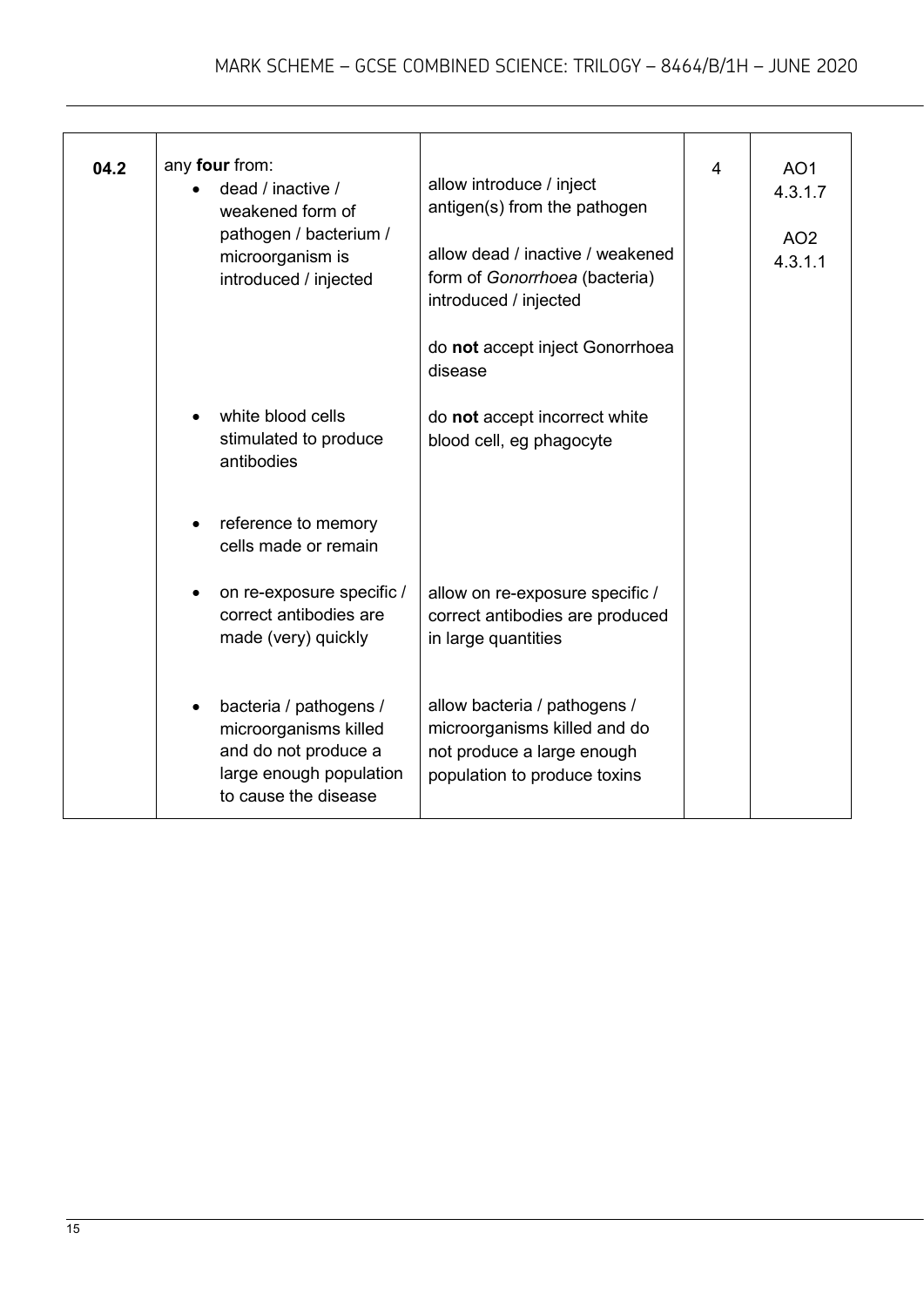| Question | Answers | Extra information | Mark | AO / Spec. Ref. |
|---|---|---|---|---|
| 04.2 | any **four** from:<br>• dead / inactive / weakened form of pathogen / bacterium / microorganism is introduced / injected | allow introduce / inject antigen(s) from the pathogen<br><br>allow dead / inactive / weakened form of *Gonorrhoea* (bacteria) introduced / injected<br><br>do **not** accept inject Gonorrhoea disease | 4 | AO1<br>4.3.1.7<br><br>AO2<br>4.3.1.1 |
| | • white blood cells stimulated to produce antibodies | do **not** accept incorrect white blood cell, eg phagocyte | | |
| | • reference to memory cells made or remain | | | |
| | • on re-exposure specific / correct antibodies are made (very) quickly | allow on re-exposure specific / correct antibodies are produced in large quantities | | |
| | • bacteria / pathogens / microorganisms killed and do not produce a large enough population to cause the disease | allow bacteria / pathogens / microorganisms killed and do not produce a large enough population to produce toxins | | |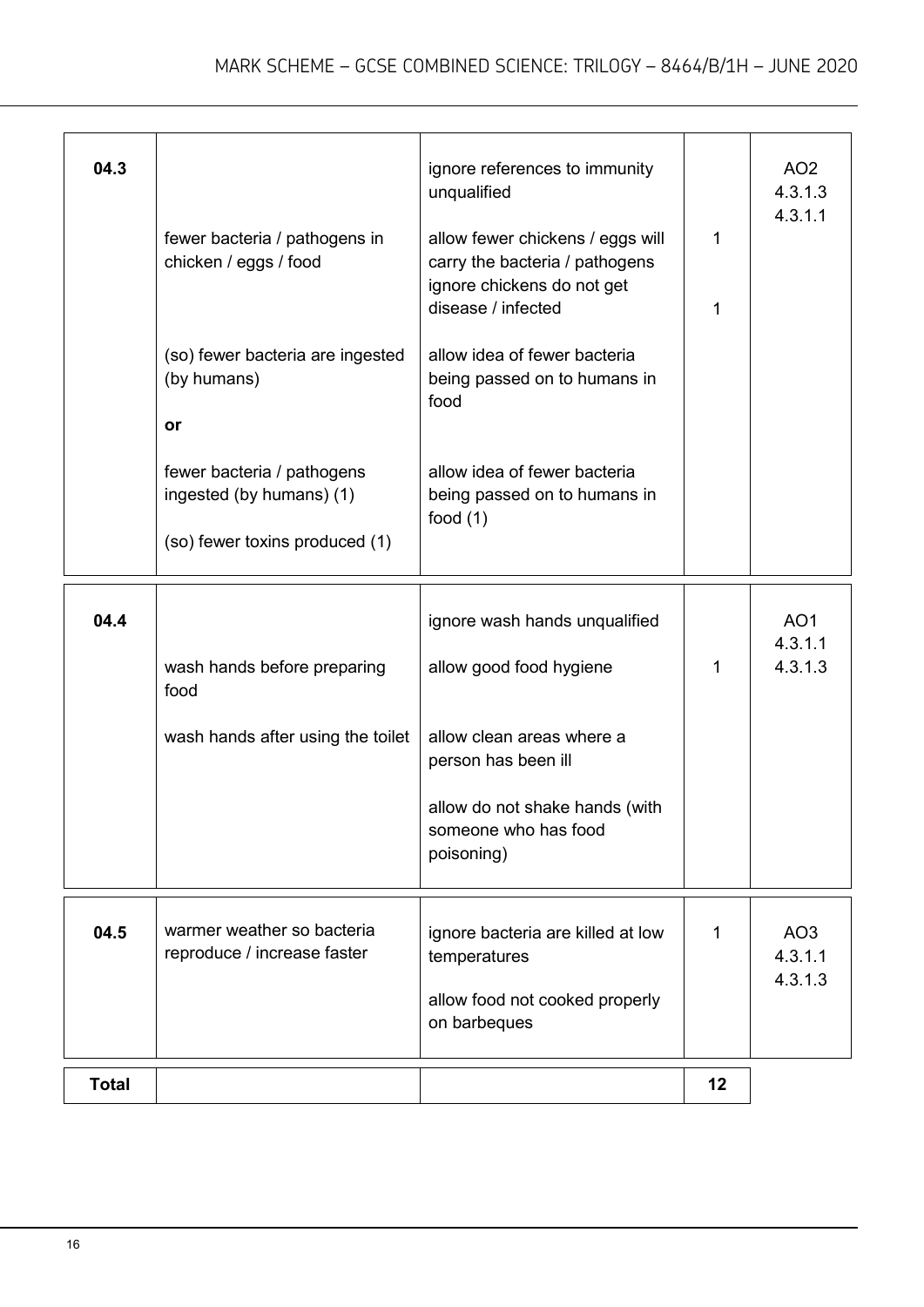| Question | Answers | Extra information | Mark | AO / Spec. Ref. |
|---|---|---|---|---|
| 04.3 | fewer bacteria / pathogens in chicken / eggs / food | ignore references to immunity unqualified<br><br>allow fewer chickens / eggs will carry the bacteria / pathogens<br>ignore chickens do not get disease / infected | 1 | AO2<br>4.3.1.3<br>4.3.1.1 |
| | (so) fewer bacteria are ingested (by humans)<br><br>**or**<br><br>fewer bacteria / pathogens ingested (by humans) (1)<br><br>(so) fewer toxins produced (1) | allow idea of fewer bacteria being passed on to humans in food<br><br>allow idea of fewer bacteria being passed on to humans in food (1) | 1 | |
| 04.4 | wash hands before preparing food<br><br>wash hands after using the toilet | ignore wash hands unqualified<br><br>allow good food hygiene<br><br>allow clean areas where a person has been ill<br><br>allow do not shake hands (with someone who has food poisoning) | 1 | AO1<br>4.3.1.1<br>4.3.1.3 |
| 04.5 | warmer weather so bacteria reproduce / increase faster | ignore bacteria are killed at low temperatures<br><br>allow food not cooked properly on barbeques | 1 | AO3<br>4.3.1.1<br>4.3.1.3 |
| **Total** | | | **12** | |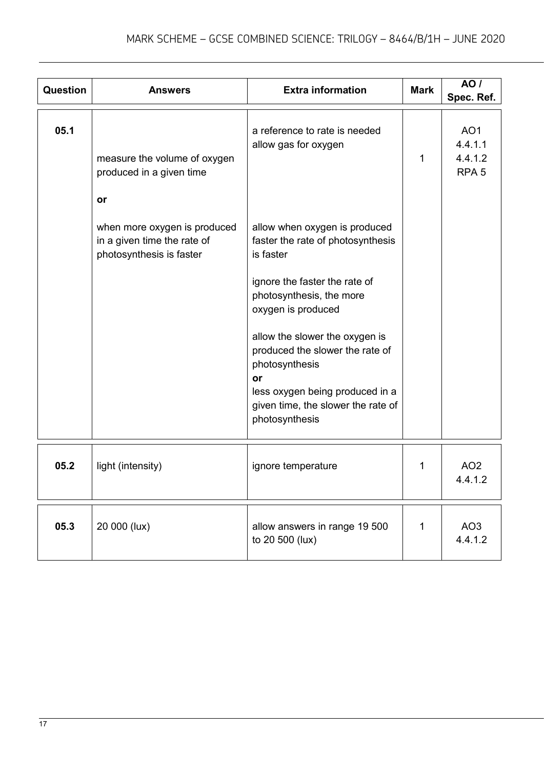| Question | Answers | Extra information | Mark | AO / Spec. Ref. |
|---|---|---|---|---|
| 05.1 | measure the volume of oxygen produced in a given time<br><br>**or**<br><br>when more oxygen is produced in a given time the rate of photosynthesis is faster | a reference to rate is needed<br>allow gas for oxygen<br><br>allow when oxygen is produced faster the rate of photosynthesis is faster<br><br>ignore the faster the rate of photosynthesis, the more oxygen is produced<br><br>allow the slower the oxygen is produced the slower the rate of photosynthesis<br>**or**<br>less oxygen being produced in a given time, the slower the rate of photosynthesis | 1 | AO1<br>4.4.1.1<br>4.4.1.2<br>RPA 5 |
| 05.2 | light (intensity) | ignore temperature | 1 | AO2<br>4.4.1.2 |
| 05.3 | 20 000 (lux) | allow answers in range 19 500 to 20 500 (lux) | 1 | AO3<br>4.4.1.2 |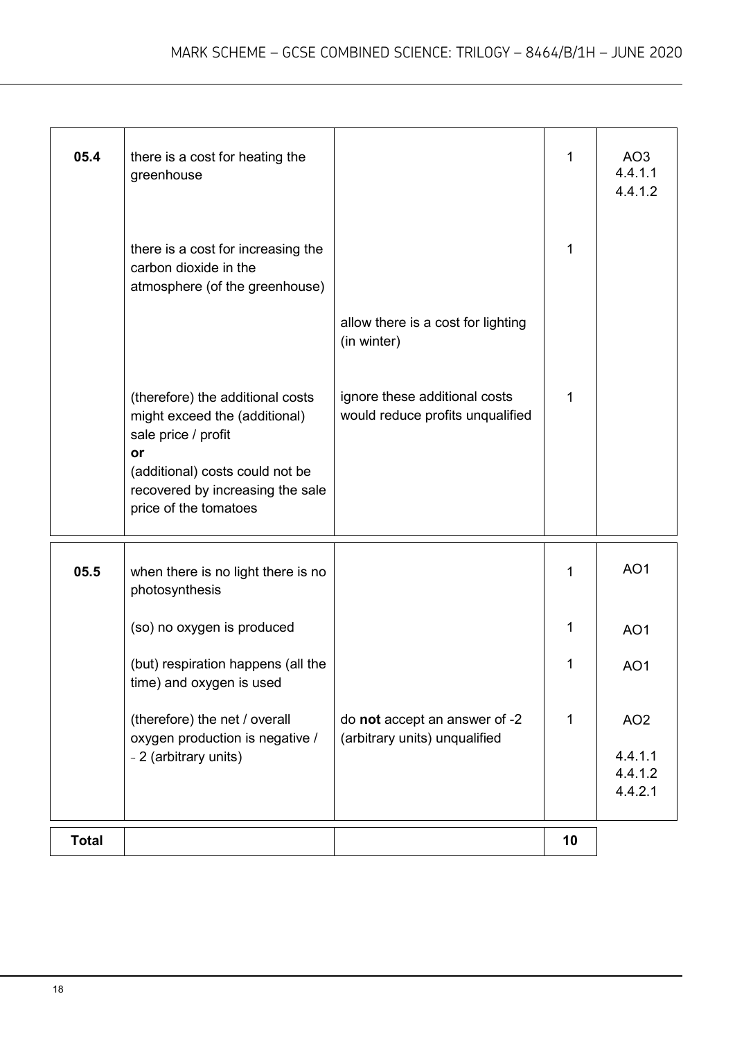| Question | Answers | Extra information | Mark | AO / Spec. ref. |
|---|---|---|---|---|
| 05.4 | there is a cost for heating the greenhouse | | 1 | AO3<br>4.4.1.1<br>4.4.1.2 |
| | there is a cost for increasing the carbon dioxide in the atmosphere (of the greenhouse) | | 1 | |
| | | allow there is a cost for lighting (in winter) | | |
| | (therefore) the additional costs might exceed the (additional) sale price / profit<br>**or**<br>(additional) costs could not be recovered by increasing the sale price of the tomatoes | ignore these additional costs would reduce profits unqualified | 1 | |

| Question | Answers | Extra information | Mark | AO / Spec. ref. |
|---|---|---|---|---|
| 05.5 | when there is no light there is no photosynthesis | | 1 | AO1 |
| | (so) no oxygen is produced | | 1 | AO1 |
| | (but) respiration happens (all the time) and oxygen is used | | 1 | AO1 |
| | (therefore) the net / overall oxygen production is negative / − 2 (arbitrary units) | do **not** accept an answer of -2 (arbitrary units) unqualified | 1 | AO2<br><br>4.4.1.1<br>4.4.1.2<br>4.4.2.1 |

| **Total** | | | **10** |
|---|---|---|---|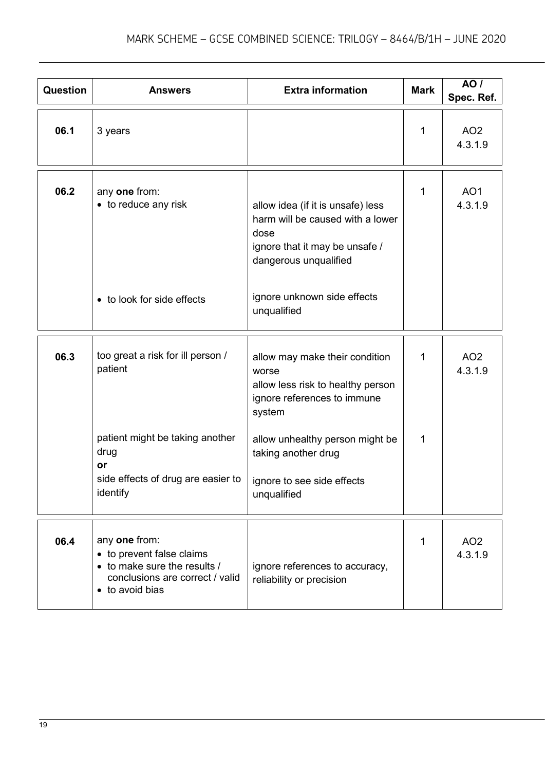| Question | Answers | Extra information | Mark | AO / Spec. Ref. |
|---|---|---|---|---|
| 06.1 | 3 years | | 1 | AO2 4.3.1.9 |
| 06.2 | any **one** from: <br>• to reduce any risk <br><br>• to look for side effects | <br>allow idea (if it is unsafe) less harm will be caused with a lower dose <br>ignore that it may be unsafe / dangerous unqualified <br><br>ignore unknown side effects unqualified | 1 | AO1 4.3.1.9 |
| 06.3 | too great a risk for ill person / patient | allow may make their condition worse <br>allow less risk to healthy person <br>ignore references to immune system | 1 | AO2 4.3.1.9 |
| | patient might be taking another drug <br>**or** <br>side effects of drug are easier to identify | allow unhealthy person might be taking another drug <br><br>ignore to see side effects unqualified | 1 | |
| 06.4 | any **one** from: <br>• to prevent false claims <br>• to make sure the results / conclusions are correct / valid <br>• to avoid bias | ignore references to accuracy, reliability or precision | 1 | AO2 4.3.1.9 |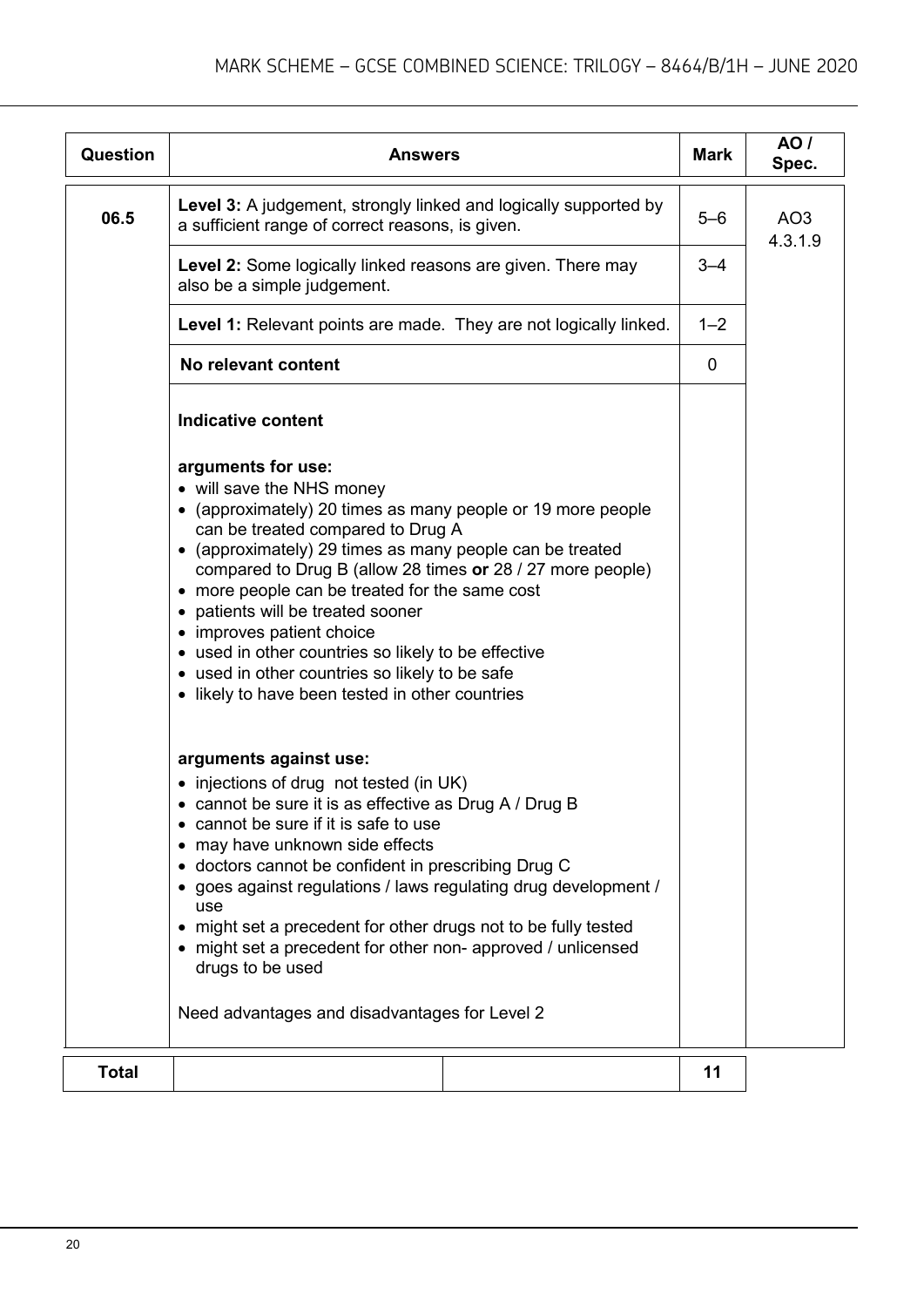| Question | Answers | Mark | AO / Spec. |
|---|---|---|---|
| 06.5 | **Level 3:** A judgement, strongly linked and logically supported by a sufficient range of correct reasons, is given. | 5–6 | AO3 4.3.1.9 |
| | **Level 2:** Some logically linked reasons are given. There may also be a simple judgement. | 3–4 | |
| | **Level 1:** Relevant points are made. They are not logically linked. | 1–2 | |
| | **No relevant content** | 0 | |
| | **Indicative content**<br><br>**arguments for use:**<br>• will save the NHS money<br>• (approximately) 20 times as many people or 19 more people can be treated compared to Drug A<br>• (approximately) 29 times as many people can be treated compared to Drug B (allow 28 times **or** 28 / 27 more people)<br>• more people can be treated for the same cost<br>• patients will be treated sooner<br>• improves patient choice<br>• used in other countries so likely to be effective<br>• used in other countries so likely to be safe<br>• likely to have been tested in other countries<br><br>**arguments against use:**<br>• injections of drug not tested (in UK)<br>• cannot be sure it is as effective as Drug A / Drug B<br>• cannot be sure if it is safe to use<br>• may have unknown side effects<br>• doctors cannot be confident in prescribing Drug C<br>• goes against regulations / laws regulating drug development / use<br>• might set a precedent for other drugs not to be fully tested<br>• might set a precedent for other non- approved / unlicensed drugs to be used<br><br>Need advantages and disadvantages for Level 2 | | |

| **Total** | | | **11** |
|---|---|---|---|